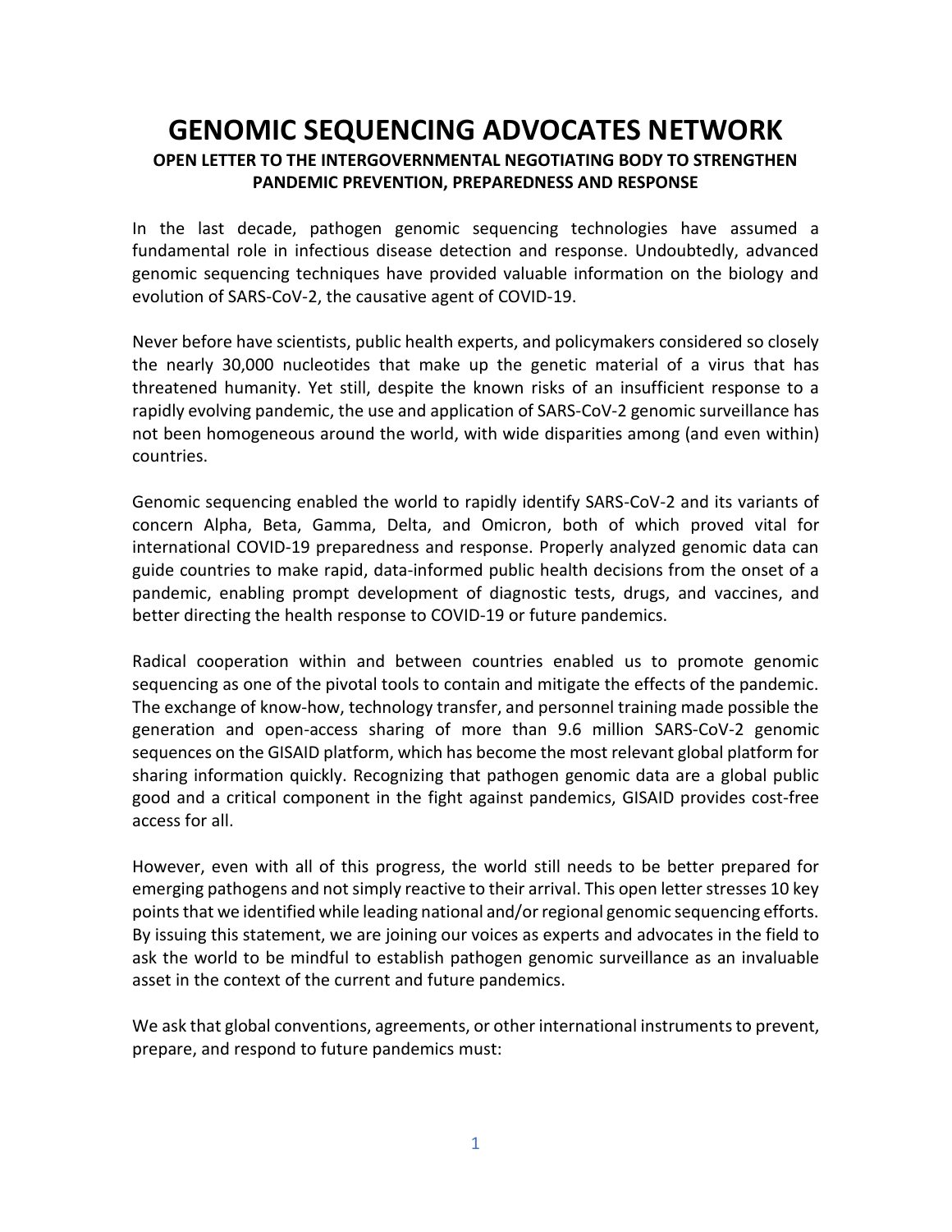# GENOMIC SEQUENCING ADVOCATES NETWORK

**OPEN LETTER TO THE INTERGOVERNMENTAL NEGOTIATING BODY TO STRENGTHEN PANDEMIC PREVENTION, PREPAREDNESS AND RESPONSE**

In the last decade, pathogen genomic sequencing technologies have assumed a fundamental role in infectious disease detection and response. Undoubtedly, advanced genomic sequencing techniques have provided valuable information on the biology and evolution of SARS-CoV-2, the causative agent of COVID-19.

Never before have scientists, public health experts, and policymakers considered so closely the nearly 30,000 nucleotides that make up the genetic material of a virus that has threatened humanity. Yet still, despite the known risks of an insufficient response to a rapidly evolving pandemic, the use and application of SARS-CoV-2 genomic surveillance has not been homogeneous around the world, with wide disparities among (and even within) countries.

Genomic sequencing enabled the world to rapidly identify SARS-CoV-2 and its variants of concern Alpha, Beta, Gamma, Delta, and Omicron, both of which proved vital for international COVID-19 preparedness and response. Properly analyzed genomic data can guide countries to make rapid, data-informed public health decisions from the onset of a pandemic, enabling prompt development of diagnostic tests, drugs, and vaccines, and better directing the health response to COVID-19 or future pandemics.

Radical cooperation within and between countries enabled us to promote genomic sequencing as one of the pivotal tools to contain and mitigate the effects of the pandemic. The exchange of know-how, technology transfer, and personnel training made possible the generation and open-access sharing of more than 9.6 million SARS-CoV-2 genomic sequences on the GISAID platform, which has become the most relevant global platform for sharing information quickly. Recognizing that pathogen genomic data are a global public good and a critical component in the fight against pandemics, GISAID provides cost-free access for all.

However, even with all of this progress, the world still needs to be better prepared for emerging pathogens and not simply reactive to their arrival. This open letter stresses 10 key points that we identified while leading national and/or regional genomic sequencing efforts. By issuing this statement, we are joining our voices as experts and advocates in the field to ask the world to be mindful to establish pathogen genomic surveillance as an invaluable asset in the context of the current and future pandemics.

We ask that global conventions, agreements, or other international instruments to prevent, prepare, and respond to future pandemics must: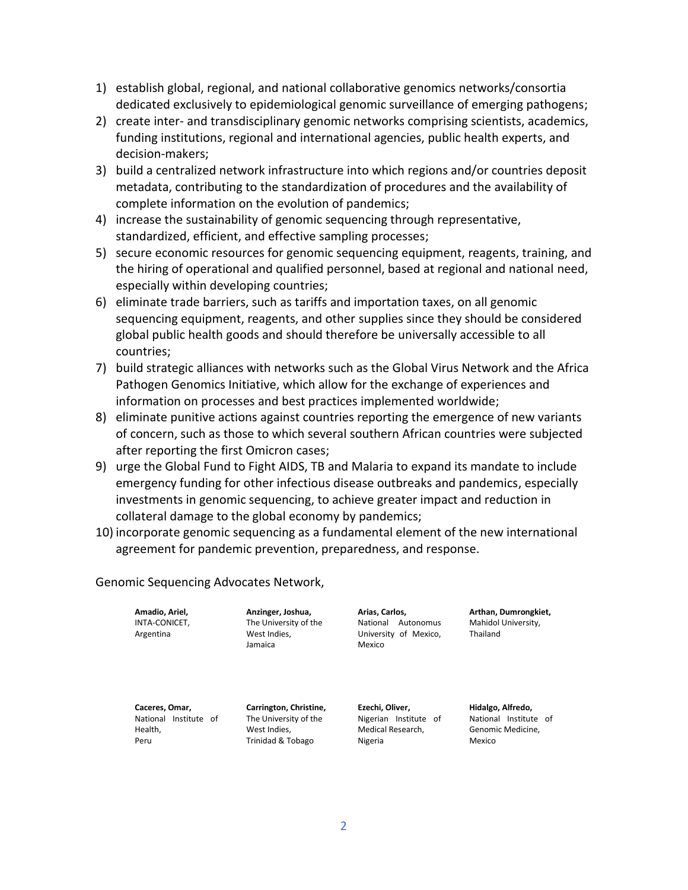1) establish global, regional, and national collaborative genomics networks/consortia dedicated exclusively to epidemiological genomic surveillance of emerging pathogens;
2) create inter- and transdisciplinary genomic networks comprising scientists, academics, funding institutions, regional and international agencies, public health experts, and decision-makers;
3) build a centralized network infrastructure into which regions and/or countries deposit metadata, contributing to the standardization of procedures and the availability of complete information on the evolution of pandemics;
4) increase the sustainability of genomic sequencing through representative, standardized, efficient, and effective sampling processes;
5) secure economic resources for genomic sequencing equipment, reagents, training, and the hiring of operational and qualified personnel, based at regional and national need, especially within developing countries;
6) eliminate trade barriers, such as tariffs and importation taxes, on all genomic sequencing equipment, reagents, and other supplies since they should be considered global public health goods and should therefore be universally accessible to all countries;
7) build strategic alliances with networks such as the Global Virus Network and the Africa Pathogen Genomics Initiative, which allow for the exchange of experiences and information on processes and best practices implemented worldwide;
8) eliminate punitive actions against countries reporting the emergence of new variants of concern, such as those to which several southern African countries were subjected after reporting the first Omicron cases;
9) urge the Global Fund to Fight AIDS, TB and Malaria to expand its mandate to include emergency funding for other infectious disease outbreaks and pandemics, especially investments in genomic sequencing, to achieve greater impact and reduction in collateral damage to the global economy by pandemics;
10) incorporate genomic sequencing as a fundamental element of the new international agreement for pandemic prevention, preparedness, and response.

Genomic Sequencing Advocates Network,

**Amadio, Ariel,**
INTA-CONICET,
Argentina

**Anzinger, Joshua,**
The University of the West Indies,
Jamaica

**Arias, Carlos,**
National Autonomus University of Mexico,
Mexico

**Arthan, Dumrongkiet,**
Mahidol University,
Thailand

**Caceres, Omar,**
National Institute of Health,
Peru

**Carrington, Christine,**
The University of the West Indies,
Trinidad & Tobago

**Ezechi, Oliver,**
Nigerian Institute of Medical Research,
Nigeria

**Hidalgo, Alfredo,**
National Institute of Genomic Medicine,
Mexico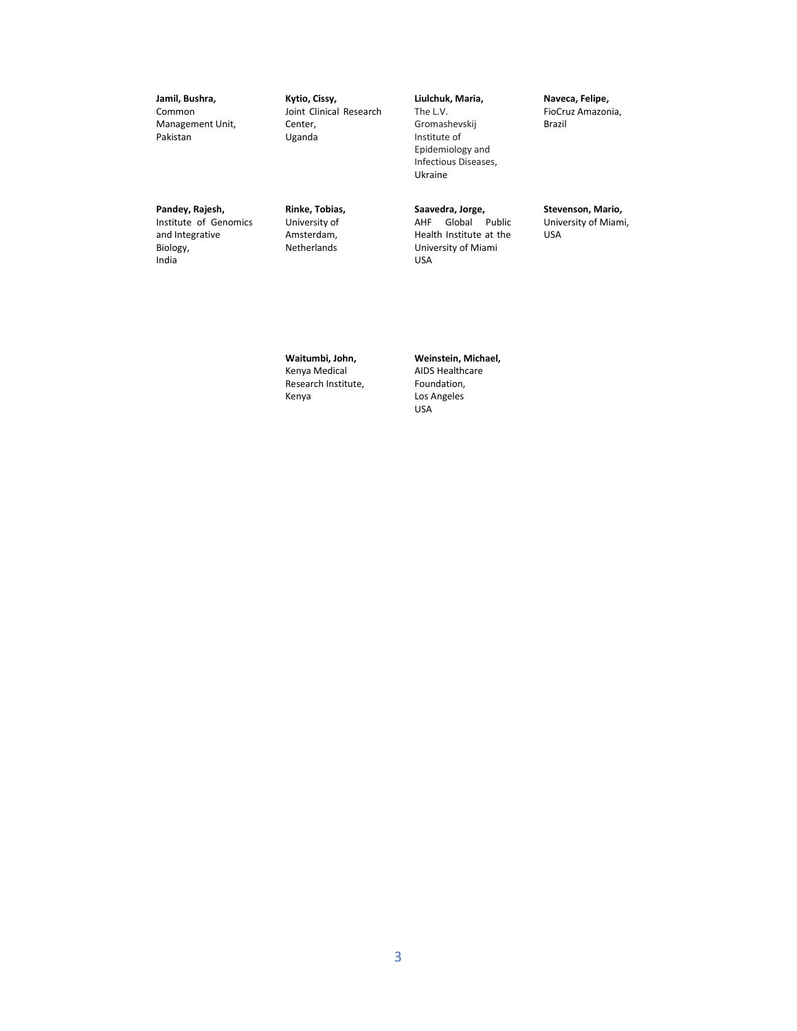**Jamil, Bushra,**
Common Management Unit, Pakistan

**Kytio, Cissy,**
Joint Clinical Research Center, Uganda

**Liulchuk, Maria,**
The L.V. Gromashevskij Institute of Epidemiology and Infectious Diseases, Ukraine

**Naveca, Felipe,**
FioCruz Amazonia, Brazil

**Pandey, Rajesh,**
Institute of Genomics and Integrative Biology, India

**Rinke, Tobias,**
University of Amsterdam, Netherlands

**Saavedra, Jorge,**
AHF Global Public Health Institute at the University of Miami USA

**Stevenson, Mario,**
University of Miami, USA

**Waitumbi, John,**
Kenya Medical Research Institute, Kenya

**Weinstein, Michael,**
AIDS Healthcare Foundation, Los Angeles USA